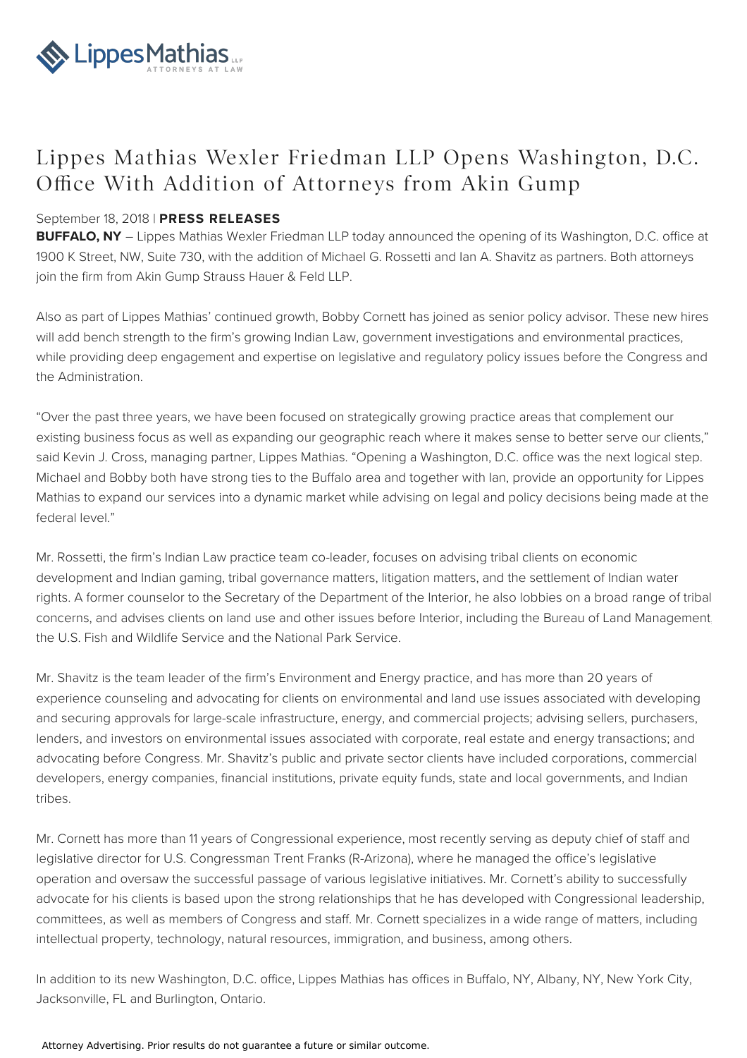# Lippes Mathias Wexler Friedman LLP Opens Washington, D.C. Office With Addition of Attorneys from Akin Gump

September 18, 2018 | **PRESS RELEASES**

**BUFFALO, NY** – Lippes Mathias Wexler Friedman LLP today announced the opening of its Washington, D.C. office at 1900 K Street, NW, Suite 730, with the addition of Michael G. Rossetti and Ian A. Shavitz as partners. Both attorneys join the firm from Akin Gump Strauss Hauer & Feld LLP.

Also as part of Lippes Mathias' continued growth, Bobby Cornett has joined as senior policy advisor. These new hires will add bench strength to the firm's growing Indian Law, government investigations and environmental practices, while providing deep engagement and expertise on legislative and regulatory policy issues before the Congress and the Administration.

"Over the past three years, we have been focused on strategically growing practice areas that complement our existing business focus as well as expanding our geographic reach where it makes sense to better serve our clients," said Kevin J. Cross, managing partner, Lippes Mathias. "Opening a Washington, D.C. office was the next logical step. Michael and Bobby both have strong ties to the Buffalo area and together with Ian, provide an opportunity for Lippes Mathias to expand our services into a dynamic market while advising on legal and policy decisions being made at the federal level."

Mr. Rossetti, the firm's Indian Law practice team co-leader, focuses on advising tribal clients on economic development and Indian gaming, tribal governance matters, litigation matters, and the settlement of Indian water rights. A former counselor to the Secretary of the Department of the Interior, he also lobbies on a broad range of tribal concerns, and advises clients on land use and other issues before Interior, including the Bureau of Land Management, the U.S. Fish and Wildlife Service and the National Park Service.

Mr. Shavitz is the team leader of the firm's Environment and Energy practice, and has more than 20 years of experience counseling and advocating for clients on environmental and land use issues associated with developing and securing approvals for large-scale infrastructure, energy, and commercial projects; advising sellers, purchasers, lenders, and investors on environmental issues associated with corporate, real estate and energy transactions; and advocating before Congress. Mr. Shavitz's public and private sector clients have included corporations, commercial developers, energy companies, financial institutions, private equity funds, state and local governments, and Indian tribes.

Mr. Cornett has more than 11 years of Congressional experience, most recently serving as deputy chief of staff and legislative director for U.S. Congressman Trent Franks (R-Arizona), where he managed the office's legislative operation and oversaw the successful passage of various legislative initiatives. Mr. Cornett's ability to successfully advocate for his clients is based upon the strong relationships that he has developed with Congressional leadership, committees, as well as members of Congress and staff. Mr. Cornett specializes in a wide range of matters, including intellectual property, technology, natural resources, immigration, and business, among others.

In addition to its new Washington, D.C. office, Lippes Mathias has offices in Buffalo, NY, Albany, NY, New York City, Jacksonville, FL and Burlington, Ontario.

Attorney Advertising. Prior results do not guarantee a future or similar outcome.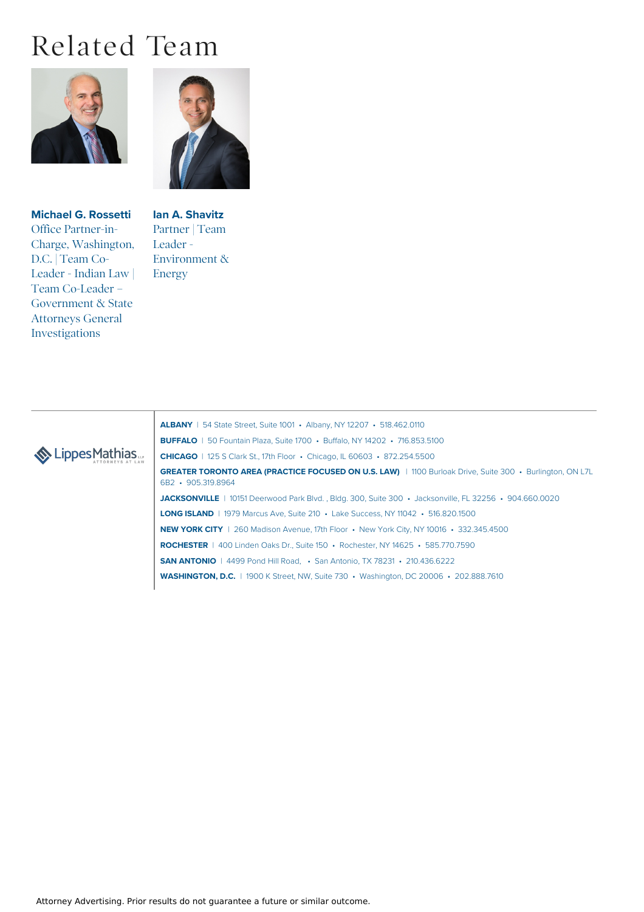# Related Team

**Michael G. Rossetti**
Office Partner-in-Charge, Washington, D.C. | Team Co-Leader - Indian Law | Team Co-Leader – Government & State Attorneys General Investigations

**Ian A. Shavitz**
Partner | Team Leader - Environment & Energy

LippesMathias LLP ATTORNEYS AT LAW

**ALBANY** | 54 State Street, Suite 1001 • Albany, NY 12207 • 518.462.0110

**BUFFALO** | 50 Fountain Plaza, Suite 1700 • Buffalo, NY 14202 • 716.853.5100

**CHICAGO** | 125 S Clark St., 17th Floor • Chicago, IL 60603 • 872.254.5500

**GREATER TORONTO AREA (PRACTICE FOCUSED ON U.S. LAW)** | 1100 Burloak Drive, Suite 300 • Burlington, ON L7L 6B2 • 905.319.8964

**JACKSONVILLE** | 10151 Deerwood Park Blvd. , Bldg. 300, Suite 300 • Jacksonville, FL 32256 • 904.660.0020

**LONG ISLAND** | 1979 Marcus Ave, Suite 210 • Lake Success, NY 11042 • 516.820.1500

**NEW YORK CITY** | 260 Madison Avenue, 17th Floor • New York City, NY 10016 • 332.345.4500

**ROCHESTER** | 400 Linden Oaks Dr., Suite 150 • Rochester, NY 14625 • 585.770.7590

**SAN ANTONIO** | 4499 Pond Hill Road, • San Antonio, TX 78231 • 210.436.6222

**WASHINGTON, D.C.** | 1900 K Street, NW, Suite 730 • Washington, DC 20006 • 202.888.7610

Attorney Advertising. Prior results do not guarantee a future or similar outcome.